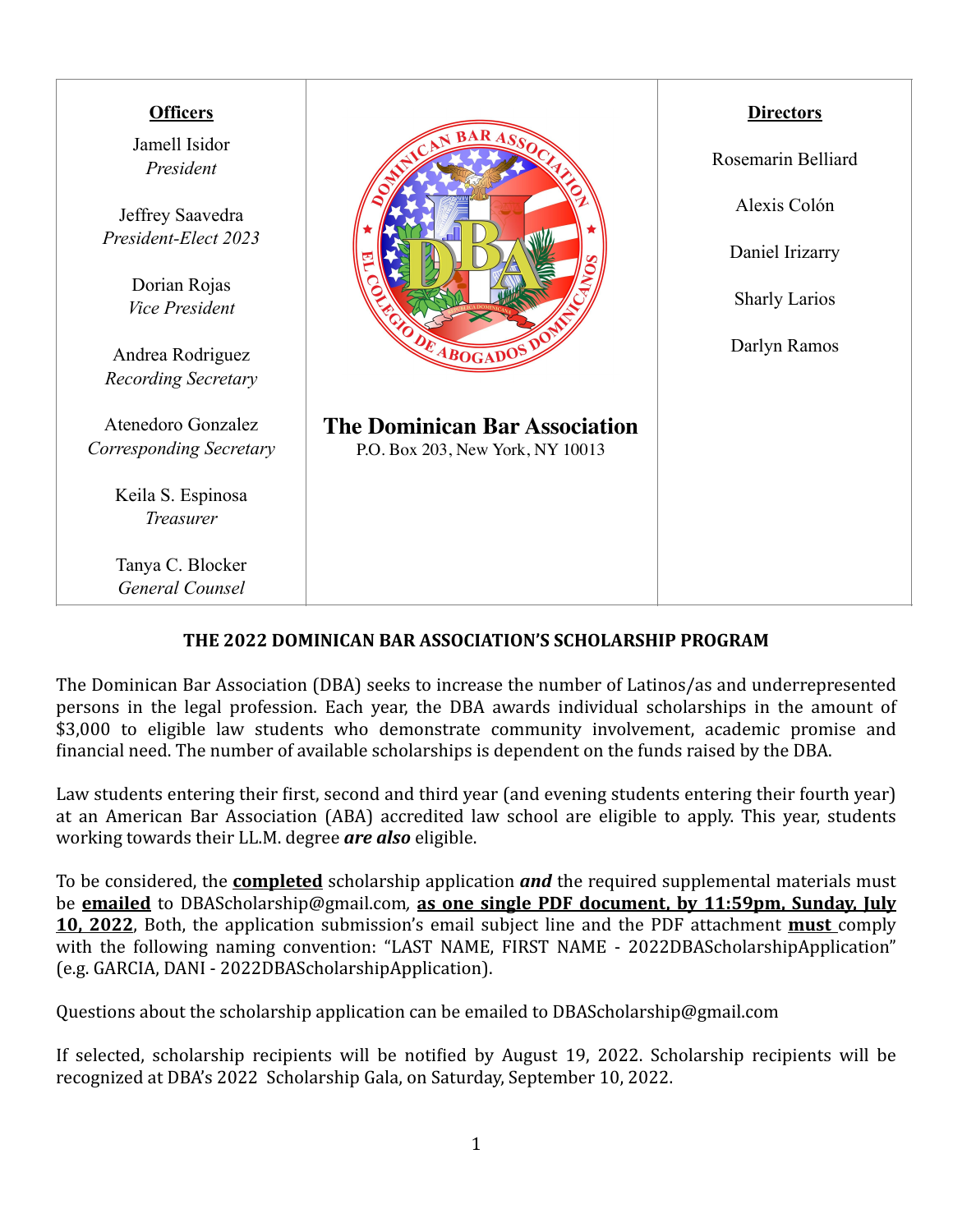| **Officers** | | **Directors** |
|---|---|---|
| Jamell Isidor<br>*President*<br><br>Jeffrey Saavedra<br>*President-Elect 2023*<br><br>Dorian Rojas<br>*Vice President*<br><br>Andrea Rodriguez<br>*Recording Secretary*<br><br>Atenedoro Gonzalez<br>*Corresponding Secretary*<br><br>Keila S. Espinosa<br>*Treasurer*<br><br>Tanya C. Blocker<br>*General Counsel* | **The Dominican Bar Association**<br>P.O. Box 203, New York, NY 10013 | Rosemarin Belliard<br><br>Alexis Colón<br><br>Daniel Irizarry<br><br>Sharly Larios<br><br>Darlyn Ramos |

## THE 2022 DOMINICAN BAR ASSOCIATION'S SCHOLARSHIP PROGRAM

The Dominican Bar Association (DBA) seeks to increase the number of Latinos/as and underrepresented persons in the legal profession. Each year, the DBA awards individual scholarships in the amount of $3,000 to eligible law students who demonstrate community involvement, academic promise and financial need. The number of available scholarships is dependent on the funds raised by the DBA.

Law students entering their first, second and third year (and evening students entering their fourth year) at an American Bar Association (ABA) accredited law school are eligible to apply. This year, students working towards their LL.M. degree ***are also*** eligible.

To be considered, the **completed** scholarship application ***and*** the required supplemental materials must be **emailed** to DBAScholarship@gmail.com*,* **as one single PDF document, by 11:59pm, Sunday, July 10, 2022**, Both, the application submission's email subject line and the PDF attachment **must** comply with the following naming convention: "LAST NAME, FIRST NAME - 2022DBAScholarshipApplication" (e.g. GARCIA, DANI - 2022DBAScholarshipApplication).

Questions about the scholarship application can be emailed to DBAScholarship@gmail.com

If selected, scholarship recipients will be notified by August 19, 2022. Scholarship recipients will be recognized at DBA's 2022 Scholarship Gala, on Saturday, September 10, 2022.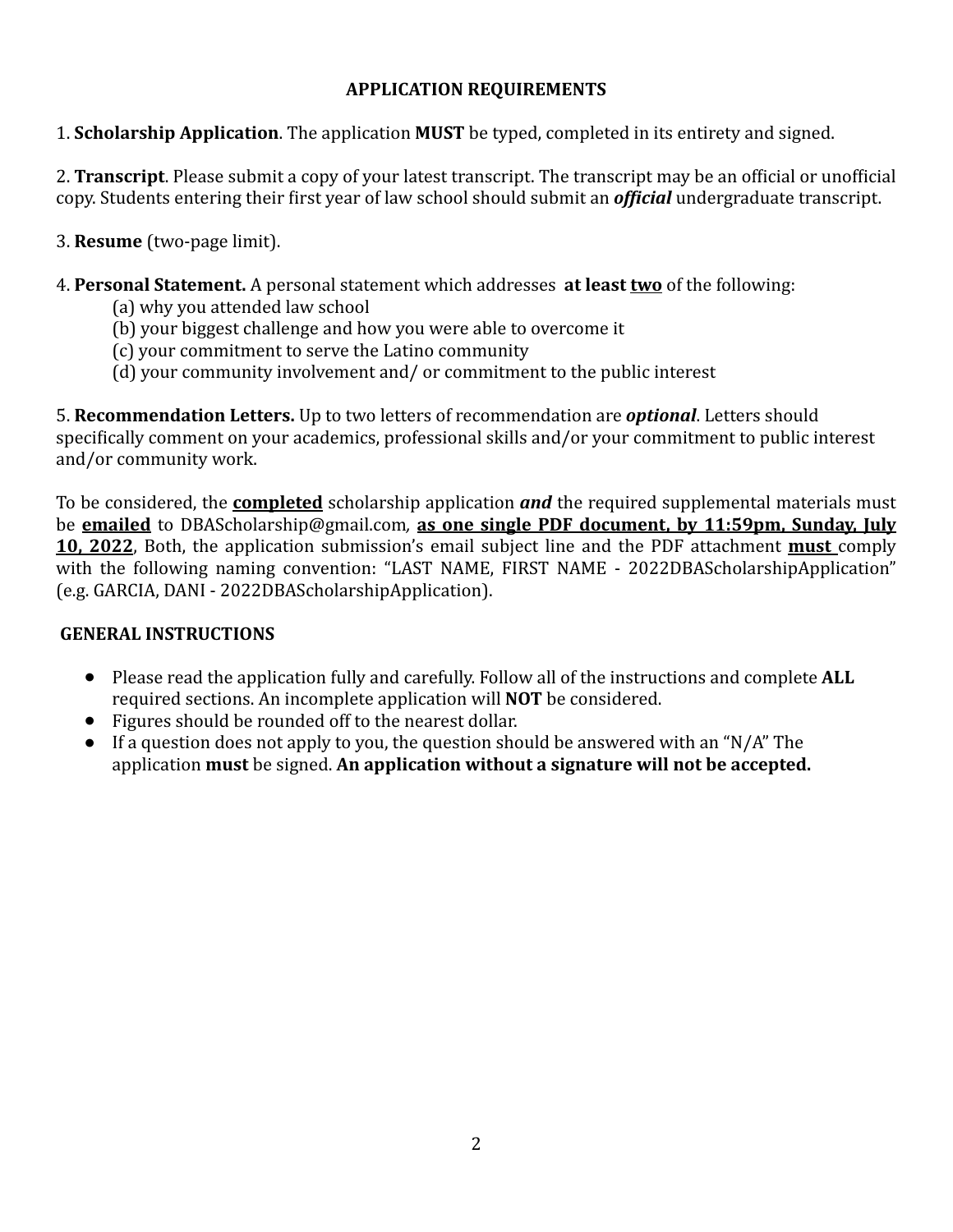## APPLICATION REQUIREMENTS

1. **Scholarship Application**. The application **MUST** be typed, completed in its entirety and signed.

2. **Transcript**. Please submit a copy of your latest transcript. The transcript may be an official or unofficial copy. Students entering their first year of law school should submit an ***official*** undergraduate transcript.

3. **Resume** (two-page limit).

4. **Personal Statement.** A personal statement which addresses **at least <u>two</u>** of the following:
   (a) why you attended law school
   (b) your biggest challenge and how you were able to overcome it
   (c) your commitment to serve the Latino community
   (d) your community involvement and/ or commitment to the public interest

5. **Recommendation Letters.** Up to two letters of recommendation are ***optional***. Letters should specifically comment on your academics, professional skills and/or your commitment to public interest and/or community work.

To be considered, the **<u>completed</u>** scholarship application ***and*** the required supplemental materials must be **<u>emailed</u>** to DBAScholarship@gmail.com, **<u>as one single PDF document, by 11:59pm, Sunday, July 10, 2022</u>**, Both, the application submission's email subject line and the PDF attachment **<u>must</u>** comply with the following naming convention: "LAST NAME, FIRST NAME - 2022DBAScholarshipApplication" (e.g. GARCIA, DANI - 2022DBAScholarshipApplication).

## GENERAL INSTRUCTIONS

- Please read the application fully and carefully. Follow all of the instructions and complete **ALL** required sections. An incomplete application will **NOT** be considered.
- Figures should be rounded off to the nearest dollar.
- If a question does not apply to you, the question should be answered with an "N/A" The application **must** be signed. **An application without a signature will not be accepted.**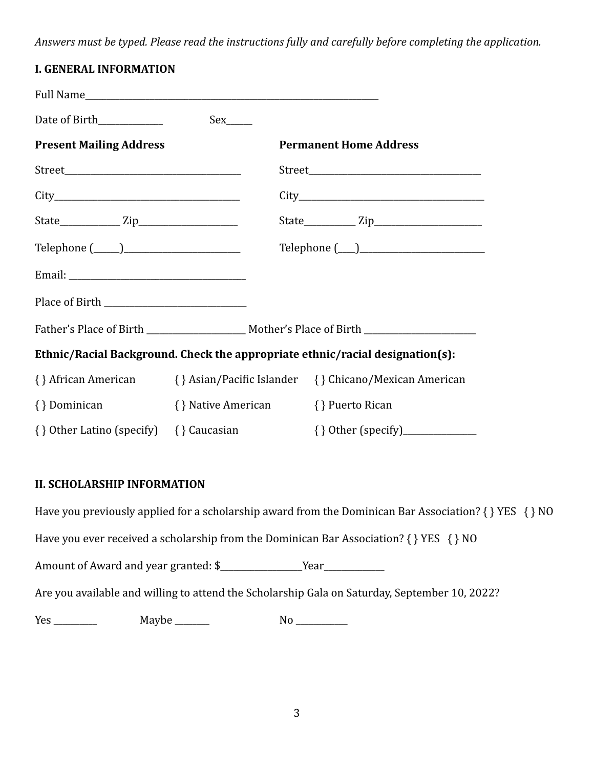*Answers must be typed. Please read the instructions fully and carefully before completing the application.*

## I. GENERAL INFORMATION

Full Name_______________________________________________________________

Date of Birth_____________ Sex_____

| **Present Mailing Address** | **Permanent Home Address** |
|---|---|
| Street____________________________________ | Street___________________________________ |
| City______________________________________ | City_____________________________________ |
| State____________ Zip_____________________ | State__________ Zip______________________ |
| Telephone (_____)_________________________ | Telephone (___)___________________________ |

Email: ____________________________________

Place of Birth ____________________________

Father's Place of Birth _____________________ Mother's Place of Birth ________________________

**Ethnic/Racial Background. Check the appropriate ethnic/racial designation(s):**

{ } African American { } Asian/Pacific Islander { } Chicano/Mexican American

{ } Dominican { } Native American { } Puerto Rican

{ } Other Latino (specify) { } Caucasian { } Other (specify)_______________

## II. SCHOLARSHIP INFORMATION

Have you previously applied for a scholarship award from the Dominican Bar Association? { } YES { } NO

Have you ever received a scholarship from the Dominican Bar Association? { } YES { } NO

Amount of Award and year granted: $_________________Year____________

Are you available and willing to attend the Scholarship Gala on Saturday, September 10, 2022?

Yes _________ Maybe _______ No ___________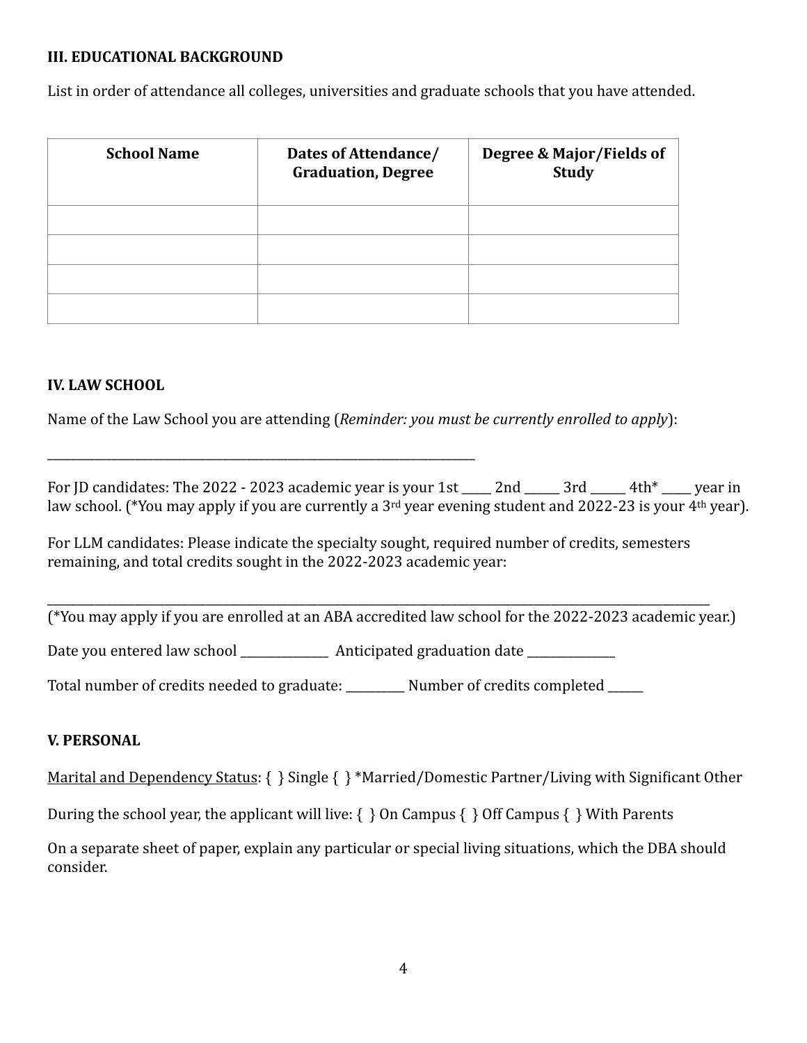### III. EDUCATIONAL BACKGROUND

List in order of attendance all colleges, universities and graduate schools that you have attended.

| School Name | Dates of Attendance/ Graduation, Degree | Degree & Major/Fields of Study |
|---|---|---|
| | | |
| | | |
| | | |
| | | |

### IV. LAW SCHOOL

Name of the Law School you are attending (*Reminder: you must be currently enrolled to apply*):

_____________________________________________________________________

For JD candidates: The 2022 - 2023 academic year is your 1st _____ 2nd ______ 3rd ______ 4th* _____ year in law school. (*You may apply if you are currently a 3rd year evening student and 2022-23 is your 4th year).

For LLM candidates: Please indicate the specialty sought, required number of credits, semesters remaining, and total credits sought in the 2022-2023 academic year:

_____________________________________________________________________________________________________________

(*You may apply if you are enrolled at an ABA accredited law school for the 2022-2023 academic year.)

Date you entered law school ______________ Anticipated graduation date ______________

Total number of credits needed to graduate: __________ Number of credits completed ______

### V. PERSONAL

Marital and Dependency Status: { } Single { } *Married/Domestic Partner/Living with Significant Other

During the school year, the applicant will live: { } On Campus { } Off Campus { } With Parents

On a separate sheet of paper, explain any particular or special living situations, which the DBA should consider.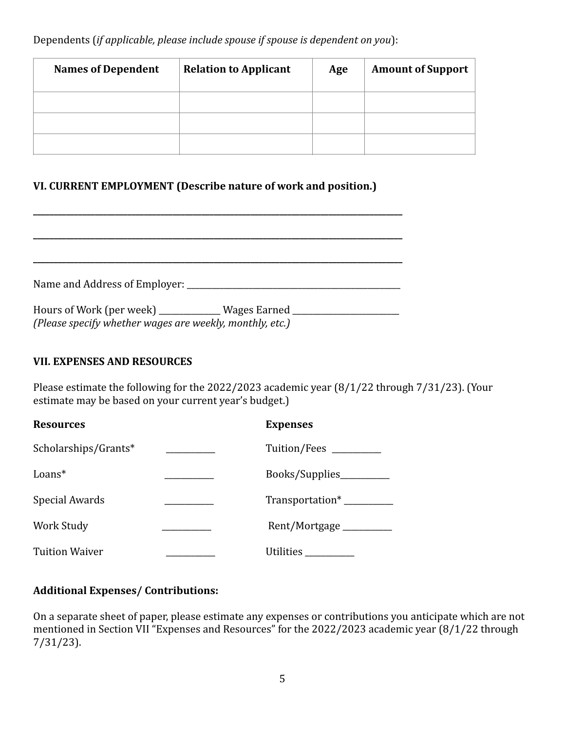Dependents (*if applicable, please include spouse if spouse is dependent on you*):

| Names of Dependent | Relation to Applicant | Age | Amount of Support |
|---|---|---|---|
| | | | |
| | | | |
| | | | |

### VI. CURRENT EMPLOYMENT (Describe nature of work and position.)

______________________________________________________________________________

______________________________________________________________________________

______________________________________________________________________________

Name and Address of Employer: ____________________________________________

Hours of Work (per week) _____________ Wages Earned _______________________
*(Please specify whether wages are weekly, monthly, etc.)*

### VII. EXPENSES AND RESOURCES

Please estimate the following for the 2022/2023 academic year (8/1/22 through 7/31/23). (Your estimate may be based on your current year's budget.)

| **Resources** | | **Expenses** | |
|---|---|---|---|
| Scholarships/Grants* | __________ | Tuition/Fees | __________ |
| Loans* | __________ | Books/Supplies | __________ |
| Special Awards | __________ | Transportation* | __________ |
| Work Study | __________ | Rent/Mortgage | __________ |
| Tuition Waiver | __________ | Utilities | __________ |

**Additional Expenses/ Contributions:**

On a separate sheet of paper, please estimate any expenses or contributions you anticipate which are not mentioned in Section VII "Expenses and Resources" for the 2022/2023 academic year (8/1/22 through 7/31/23).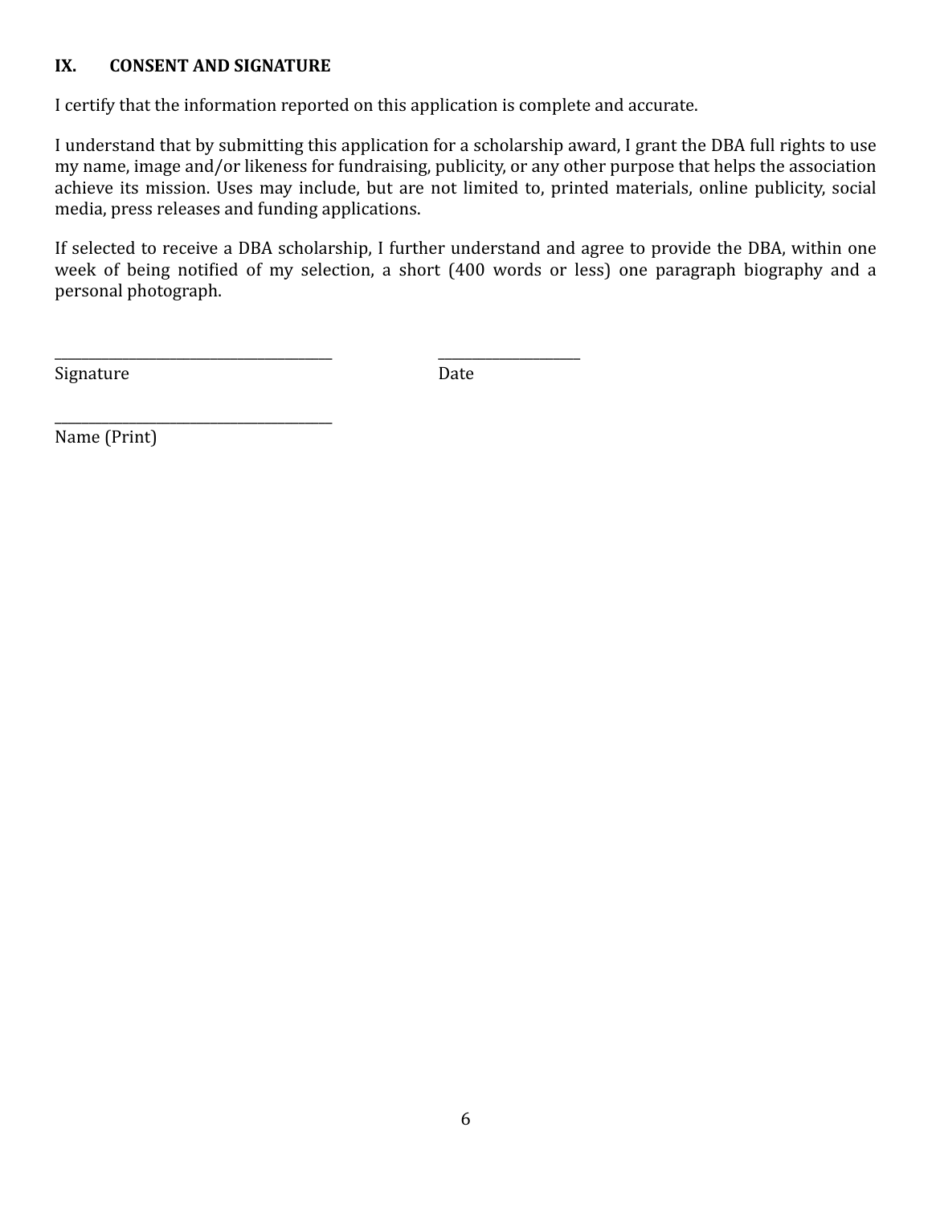## IX. CONSENT AND SIGNATURE

I certify that the information reported on this application is complete and accurate.

I understand that by submitting this application for a scholarship award, I grant the DBA full rights to use my name, image and/or likeness for fundraising, publicity, or any other purpose that helps the association achieve its mission. Uses may include, but are not limited to, printed materials, online publicity, social media, press releases and funding applications.

If selected to receive a DBA scholarship, I further understand and agree to provide the DBA, within one week of being notified of my selection, a short (400 words or less) one paragraph biography and a personal photograph.

\_\_\_\_\_\_\_\_\_\_\_\_\_\_\_\_\_\_\_\_\_\_\_\_\_\_\_\_\_\_\_\_\_\_\_\_\_\_\_\_ \_\_\_\_\_\_\_\_\_\_\_\_\_\_\_\_\_\_\_\_\_\_
Signature Date

\_\_\_\_\_\_\_\_\_\_\_\_\_\_\_\_\_\_\_\_\_\_\_\_\_\_\_\_\_\_\_\_\_\_\_\_\_\_\_\_
Name (Print)